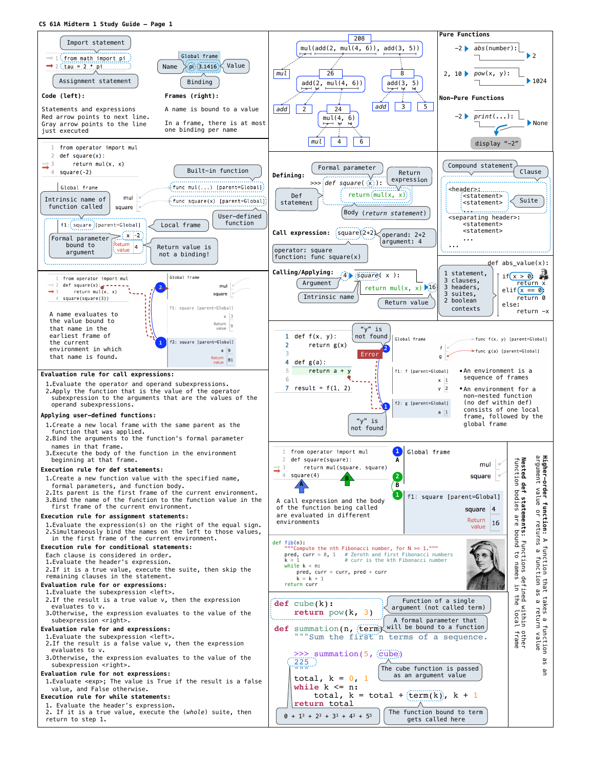# CS 61A Midterm 1 Study Guide – Page 1

Import statement

```
1  from math import pi
2  tau = 2 * pi
```

Assignment statement

Global frame: Name — pi 3.1416 — Value; Binding

**Code (left):**

Statements and expressions
Red arrow points to next line.
Gray arrow points to the line just executed

**Frames (right):**

A name is bound to a value

In a frame, there is at most one binding per name

```
1  from operator import mul
2  def square(x):
3      return mul(x, x)
4  square(-2)
```

Built-in function

Global frame: mul → func mul(...) [parent=Global]; square → func square(x) [parent=Global]

Intrinsic name of function called

User-defined function

Local frame

f1: square [parent=Global]: x -2; Return value 4

Formal parameter bound to argument

Return value is not a binding!

```
1  from operator import mul
2  def square(x):
3      return mul(x, x)
4  square(square(3))
```

Global frame: mul, square
f1: square [parent=Global]: x 3, Return value 9
f2: square [parent=Global]: x 9, Return value 81

A name evaluates to the value bound to that name in the earliest frame of the current environment in which that name is found.

**Evaluation rule for call expressions:**

1. Evaluate the operator and operand subexpressions.
2. Apply the function that is the value of the operator subexpression to the arguments that are the values of the operand subexpressions.

**Applying user-defined functions:**

1. Create a new local frame with the same parent as the function that was applied.
2. Bind the arguments to the function's formal parameter names in that frame.
3. Execute the body of the function in the environment beginning at that frame.

**Execution rule for def statements:**

1. Create a new function value with the specified name, formal parameters, and function body.
2. Its parent is the first frame of the current environment.
3. Bind the name of the function to the function value in the first frame of the current environment.

**Execution rule for assignment statements:**

1. Evaluate the expression(s) on the right of the equal sign.
2. Simultaneously bind the names on the left to those values, in the first frame of the current environment.

**Execution rule for conditional statements:**

Each clause is considered in order.
1. Evaluate the header's expression.
2. If it is a true value, execute the suite, then skip the remaining clauses in the statement.

**Evaluation rule for or expressions:**

1. Evaluate the subexpression <left>.
2. If the result is a true value v, then the expression evaluates to v.
3. Otherwise, the expression evaluates to the value of the subexpression <right>.

**Evaluation rule for and expressions:**

1. Evaluate the subexpression <left>.
2. If the result is a false value v, then the expression evaluates to v.
3. Otherwise, the expression evaluates to the value of the subexpression <right>.

**Evaluation rule for not expressions:**

1. Evaluate <exp>; The value is True if the result is a false value, and False otherwise.

**Execution rule for while statements:**

1. Evaluate the header's expression.
2. If it is a true value, execute the (*whole*) suite, then return to step 1.

---

Expression tree: `mul(add(2, mul(4, 6)), add(3, 5))` → 208
- mul
- `add(2, mul(4, 6))` → 26: add, 2, `mul(4, 6)` → 24 (mul, 4, 6)
- `add(3, 5)` → 8: add, 3, 5

**Pure Functions**

-2 → abs(number): → 2

2, 10 → pow(x, y): → 1024

**Non-Pure Functions**

-2 → print(...): → None

display "-2"

**Defining:**

```
>>> def square( x ):
        return mul(x, x)
```

Formal parameter; Return expression; Def statement; Body (*return statement*)

**Call expression:** square(2+2) — operator: square, function: func square(x); operand: 2+2, argument: 4

**Calling/Applying:** 4 → square( x ): return mul(x, x) → 16
Argument; Intrinsic name; Return value

Compound statement; Clause

```
<header>:
    <statement>
    <statement>
    ...
<separating header>:
    <statement>
    <statement>
    ...
...
```

Suite

```
def abs_value(x):
    if x > 0:
        return x
    elif x == 0:
        return 0
    else:
        return -x
```

1 statement, 3 clauses, 3 headers, 3 suites, 2 boolean contexts

```
1  def f(x, y):
2      return g(x)
3
4  def g(a):
5      return a + y
6
7  result = f(1, 2)
```

"y" is not found — Error

Global frame: f → func f(x, y) [parent=Global]; g → func g(a) [parent=Global]
f1: f [parent=Global]: x 1, y 2
f2: g [parent=Global]: a 1

- An environment is a sequence of frames
- An environment for a non-nested function (no def within def) consists of one local frame, followed by the global frame

```
1  from operator import mul
2  def square(square):
3      return mul(square, square)
4  square(4)
```

Global frame: mul, square
f1: square [parent=Global]: square 4, Return value 16

A call expression and the body of the function being called are evaluated in different environments

```
def fib(n):
    """Compute the nth Fibonacci number, for N >= 1."""
    pred, curr = 0, 1   # Zeroth and first Fibonacci numbers
    k = 1               # curr is the kth Fibonacci number
    while k < n:
        pred, curr = curr, pred + curr
        k = k + 1
    return curr
```

```
def cube(k):
    return pow(k, 3)

def summation(n, term):
    """Sum the first n terms of a sequence.

    >>> summation(5, cube)
    225
    """
    total, k = 0, 1
    while k <= n:
        total, k = total + term(k), k + 1
    return total
```

Function of a single argument (not called term)

A formal parameter that will be bound to a function

The cube function is passed as an argument value

$0 + 1^3 + 2^3 + 3^3 + 4^3 + 5^5$

The function bound to term gets called here

**Higher-order function:** A function that takes a function as an argument value or returns a function as a return value

**Nested def statements:** Functions defined within other function bodies are bound to names in the local frame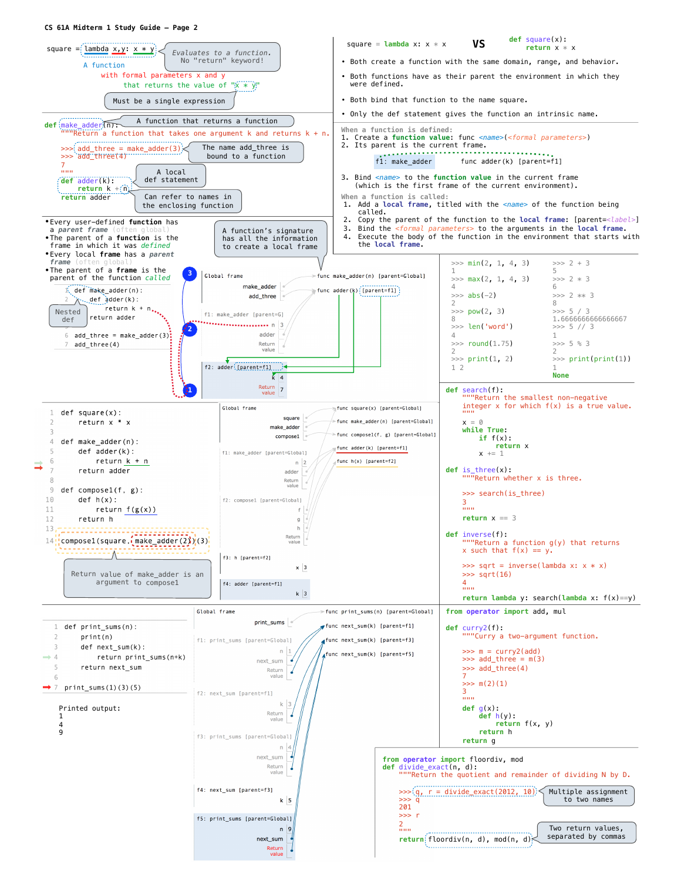CS 61A Midterm 1 Study Guide — Page 2

```
square = lambda x,y: x * y
```

Evaluates to a function. No "return" keyword!

A function
with formal parameters x and y
that returns the value of "x * y"

Must be a single expression

```
def make_adder(n):
    """Return a function that takes one argument k and returns k + n.

    >>> add_three = make_adder(3)
    >>> add_three(4)
    7
    """
    def adder(k):
        return k + n
    return adder
```

- A function that returns a function
- The name add_three is bound to a function
- A local def statement
- Can refer to names in the enclosing function

```
square = lambda x: x * x        VS        def square(x):
                                              return x * x
```

- Both create a function with the same domain, range, and behavior.
- Both functions have as their parent the environment in which they were defined.
- Both bind that function to the name square.
- Only the def statement gives the function an intrinsic name.

**When a function is defined:**

1. Create a **function value**: func *<name>*(*<formal parameters>*)
2. Its parent is the current frame.

   f1: make_adder        func adder(k) [parent=f1]

3. Bind *<name>* to the **function value** in the current frame (which is the first frame of the current environment).

**When a function is called:**

1. Add a **local frame**, titled with the *<name>* of the function being called.
2. Copy the parent of the function to the **local frame**: [parent=*<label>*]
3. Bind the *<formal parameters>* to the arguments in the **local frame**.
4. Execute the body of the function in the environment that starts with the **local frame**.

- Every user-defined **function** has a ***parent frame*** (often global)
- The parent of a **function** is the frame in which it was *defined*
- Every local **frame** has a ***parent frame*** (often global)
- The parent of a **frame** is the parent of the function *called*

A function's signature has all the information to create a local frame

```
1  def make_adder(n):
2      def adder(k):
3          return k + n
4      return adder
5
6  add_three = make_adder(3)
7  add_three(4)
```

Nested def

Global frame: make_adder → func make_adder(n) [parent=Global]; add_three → func adder(k) [parent=f1]

f1: make_adder [parent=G]: n 3; adder; Return value

f2: adder [parent=f1]: k 4; Return value 7

```
>>> min(2, 1, 4, 3)        >>> 2 + 3
1                          5
>>> max(2, 1, 4, 3)        >>> 2 * 3
4                          6
>>> abs(-2)                >>> 2 ** 3
2                          8
>>> pow(2, 3)              >>> 5 / 3
8                          1.6666666666666667
>>> len('word')            >>> 5 // 3
4                          1
>>> round(1.75)            >>> 5 % 3
2                          2
>>> print(1, 2)            >>> print(print(1))
1 2                        1
                           None
```

```
1   def square(x):
2       return x * x
3
4   def make_adder(n):
5       def adder(k):
6           return k + n
7       return adder
8
9   def compose1(f, g):
10      def h(x):
11          return f(g(x))
12      return h
13
14  compose1(square, make_adder(2))(3)
```

Return value of make_adder is an argument to compose1

Global frame: square → func square(x) [parent=Global]; make_adder → func make_adder(n) [parent=Global]; compose1 → func compose1(f, g) [parent=Global]

f1: make_adder [parent=Global]: n 2; adder → func adder(k) [parent=f1]; Return value

f2: compose1 [parent=Global]: f; g; h → func h(x) [parent=f2]; Return value

f3: h [parent=f2]: x 3

f4: adder [parent=f1]: k 3

```
def search(f):
    """Return the smallest non-negative
    integer x for which f(x) is a true value.
    """
    x = 0
    while True:
        if f(x):
            return x
        x += 1

def is_three(x):
    """Return whether x is three.

    >>> search(is_three)
    3
    """
    return x == 3

def inverse(f):
    """Return a function g(y) that returns
    x such that f(x) == y.

    >>> sqrt = inverse(lambda x: x * x)
    >>> sqrt(16)
    4
    """
    return lambda y: search(lambda x: f(x)==y)
```

```
1  def print_sums(n):
2      print(n)
3      def next_sum(k):
4          return print_sums(n+k)
5      return next_sum
6
7  print_sums(1)(3)(5)
```

Printed output:
1
4
9

Global frame: print_sums → func print_sums(n) [parent=Global]

f1: print_sums [parent=Global]: n 1; next_sum → func next_sum(k) [parent=f1]; Return value

f2: next_sum [parent=f1]: k 3; Return value

f3: print_sums [parent=Global]: n 4; next_sum → func next_sum(k) [parent=f3]; Return value

f4: next_sum [parent=f3]: k 5

f5: print_sums [parent=Global]: n 9; next_sum → func next_sum(k) [parent=f5]; Return value

```
from operator import add, mul

def curry2(f):
    """Curry a two-argument function.

    >>> m = curry2(add)
    >>> add_three = m(3)
    >>> add_three(4)
    7
    >>> m(2)(1)
    3
    """
    def g(x):
        def h(y):
            return f(x, y)
        return h
    return g
```

```
from operator import floordiv, mod
def divide_exact(n, d):
    """Return the quotient and remainder of dividing N by D.

    >>> q, r = divide_exact(2012, 10)
    >>> q
    201
    >>> r
    2
    """
    return floordiv(n, d), mod(n, d)
```

- Multiple assignment to two names
- Two return values, separated by commas